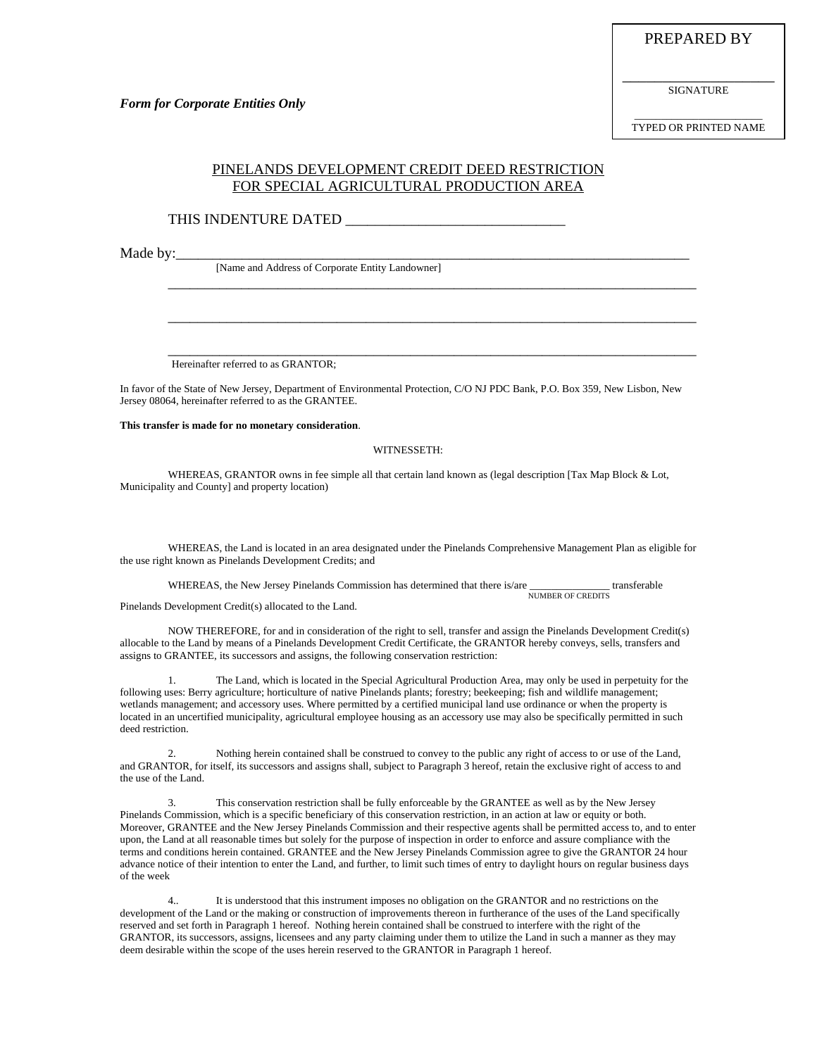PREPARED BY

\_\_\_\_\_\_\_\_\_\_\_\_\_\_\_\_\_\_\_\_\_\_\_\_\_
SIGNATURE

\_\_\_\_\_\_\_\_\_\_\_\_\_\_\_\_\_\_\_\_\_\_\_\_\_
TYPED OR PRINTED NAME

*Form for Corporate Entities Only*

# PINELANDS DEVELOPMENT CREDIT DEED RESTRICTION FOR SPECIAL AGRICULTURAL PRODUCTION AREA

THIS INDENTURE DATED \_\_\_\_\_\_\_\_\_\_\_\_\_\_\_\_\_\_\_\_\_\_\_\_\_\_\_\_\_\_

Made by:\_\_\_\_\_\_\_\_\_\_\_\_\_\_\_\_\_\_\_\_\_\_\_\_\_\_\_\_\_\_\_\_\_\_\_\_\_\_\_\_\_\_\_\_\_\_\_\_\_\_\_\_\_\_\_\_\_\_\_\_\_\_\_\_\_\_\_\_\_\_\_\_\_\_
[Name and Address of Corporate Entity Landowner]

\_\_\_\_\_\_\_\_\_\_\_\_\_\_\_\_\_\_\_\_\_\_\_\_\_\_\_\_\_\_\_\_\_\_\_\_\_\_\_\_\_\_\_\_\_\_\_\_\_\_\_\_\_\_\_\_\_\_\_\_\_\_\_\_\_\_\_\_\_\_\_\_\_\_\_\_\_\_

\_\_\_\_\_\_\_\_\_\_\_\_\_\_\_\_\_\_\_\_\_\_\_\_\_\_\_\_\_\_\_\_\_\_\_\_\_\_\_\_\_\_\_\_\_\_\_\_\_\_\_\_\_\_\_\_\_\_\_\_\_\_\_\_\_\_\_\_\_\_\_\_\_\_\_\_\_\_

\_\_\_\_\_\_\_\_\_\_\_\_\_\_\_\_\_\_\_\_\_\_\_\_\_\_\_\_\_\_\_\_\_\_\_\_\_\_\_\_\_\_\_\_\_\_\_\_\_\_\_\_\_\_\_\_\_\_\_\_\_\_\_\_\_\_\_\_\_\_\_\_\_\_\_\_\_\_
Hereinafter referred to as GRANTOR;

In favor of the State of New Jersey, Department of Environmental Protection, C/O NJ PDC Bank, P.O. Box 359, New Lisbon, New Jersey 08064, hereinafter referred to as the GRANTEE.

**This transfer is made for no monetary consideration**.

WITNESSETH:

WHEREAS, GRANTOR owns in fee simple all that certain land known as (legal description [Tax Map Block & Lot, Municipality and County] and property location)

WHEREAS, the Land is located in an area designated under the Pinelands Comprehensive Management Plan as eligible for the use right known as Pinelands Development Credits; and

WHEREAS, the New Jersey Pinelands Commission has determined that there is/are \_\_\_\_\_\_\_\_\_\_\_\_\_\_\_ transferable Pinelands Development Credit(s) allocated to the Land.
NUMBER OF CREDITS

NOW THEREFORE, for and in consideration of the right to sell, transfer and assign the Pinelands Development Credit(s) allocable to the Land by means of a Pinelands Development Credit Certificate, the GRANTOR hereby conveys, sells, transfers and assigns to GRANTEE, its successors and assigns, the following conservation restriction:

1. The Land, which is located in the Special Agricultural Production Area, may only be used in perpetuity for the following uses: Berry agriculture; horticulture of native Pinelands plants; forestry; beekeeping; fish and wildlife management; wetlands management; and accessory uses. Where permitted by a certified municipal land use ordinance or when the property is located in an uncertified municipality, agricultural employee housing as an accessory use may also be specifically permitted in such deed restriction.

2. Nothing herein contained shall be construed to convey to the public any right of access to or use of the Land, and GRANTOR, for itself, its successors and assigns shall, subject to Paragraph 3 hereof, retain the exclusive right of access to and the use of the Land.

3. This conservation restriction shall be fully enforceable by the GRANTEE as well as by the New Jersey Pinelands Commission, which is a specific beneficiary of this conservation restriction, in an action at law or equity or both. Moreover, GRANTEE and the New Jersey Pinelands Commission and their respective agents shall be permitted access to, and to enter upon, the Land at all reasonable times but solely for the purpose of inspection in order to enforce and assure compliance with the terms and conditions herein contained. GRANTEE and the New Jersey Pinelands Commission agree to give the GRANTOR 24 hour advance notice of their intention to enter the Land, and further, to limit such times of entry to daylight hours on regular business days of the week

4.. It is understood that this instrument imposes no obligation on the GRANTOR and no restrictions on the development of the Land or the making or construction of improvements thereon in furtherance of the uses of the Land specifically reserved and set forth in Paragraph 1 hereof. Nothing herein contained shall be construed to interfere with the right of the GRANTOR, its successors, assigns, licensees and any party claiming under them to utilize the Land in such a manner as they may deem desirable within the scope of the uses herein reserved to the GRANTOR in Paragraph 1 hereof.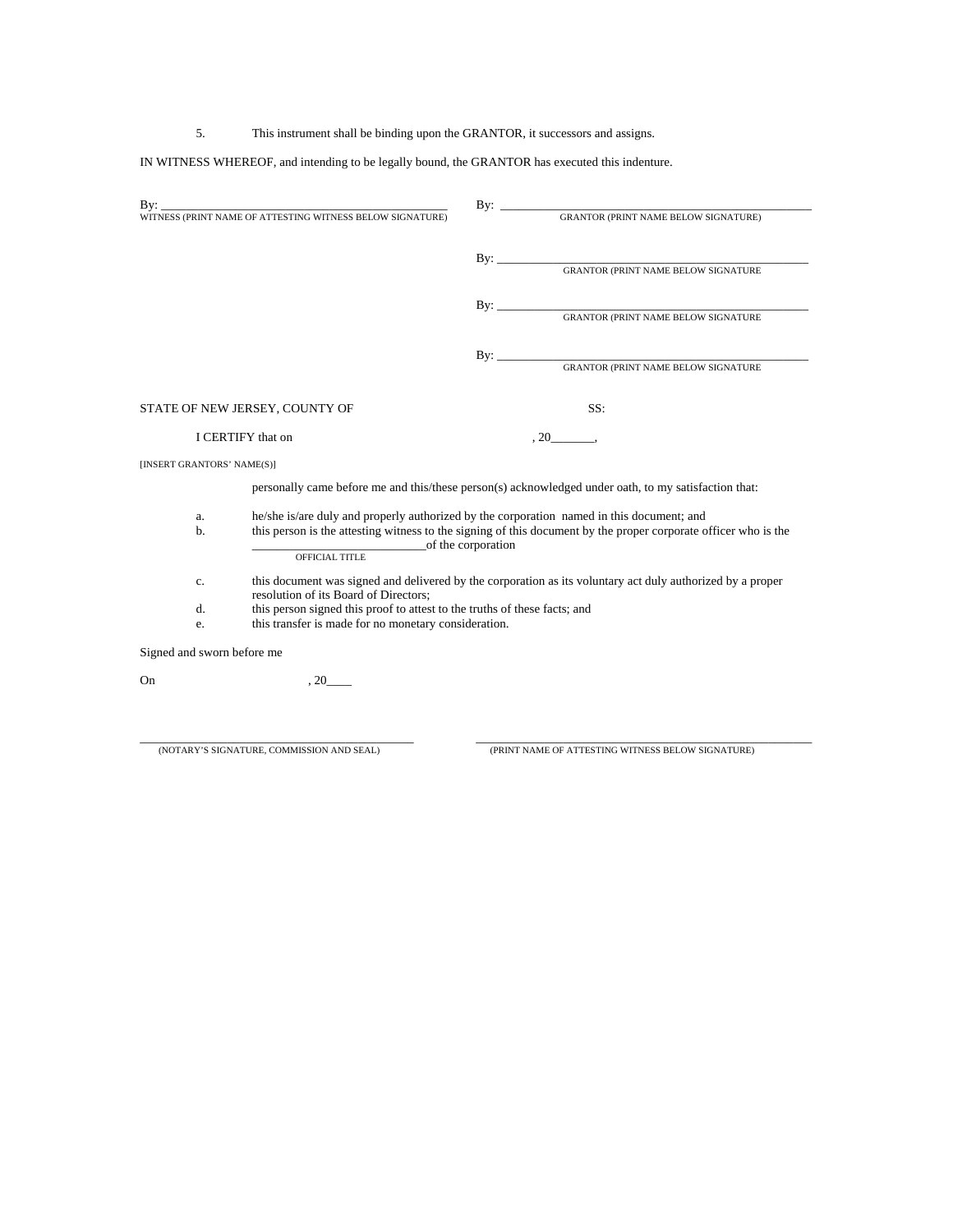5. This instrument shall be binding upon the GRANTOR, it successors and assigns.

IN WITNESS WHEREOF, and intending to be legally bound, the GRANTOR has executed this indenture.

By: ______________________________________________
WITNESS (PRINT NAME OF ATTESTING WITNESS BELOW SIGNATURE)

By: ______________________________________________
GRANTOR (PRINT NAME BELOW SIGNATURE)

By: ______________________________________________
GRANTOR (PRINT NAME BELOW SIGNATURE

By: ______________________________________________
GRANTOR (PRINT NAME BELOW SIGNATURE

By: ______________________________________________
GRANTOR (PRINT NAME BELOW SIGNATURE

STATE OF NEW JERSEY, COUNTY OF SS:

I CERTIFY that on , 20_______,

[INSERT GRANTORS' NAME(S)]

personally came before me and this/these person(s) acknowledged under oath, to my satisfaction that:

a. he/she is/are duly and properly authorized by the corporation named in this document; and
b. this person is the attesting witness to the signing of this document by the proper corporate officer who is the ___________________________of the corporation
OFFICIAL TITLE
c. this document was signed and delivered by the corporation as its voluntary act duly authorized by a proper resolution of its Board of Directors;
d. this person signed this proof to attest to the truths of these facts; and
e. this transfer is made for no monetary consideration.

Signed and sworn before me

On , 20____

_____________________________________________
(NOTARY'S SIGNATURE, COMMISSION AND SEAL)

_____________________________________________
(PRINT NAME OF ATTESTING WITNESS BELOW SIGNATURE)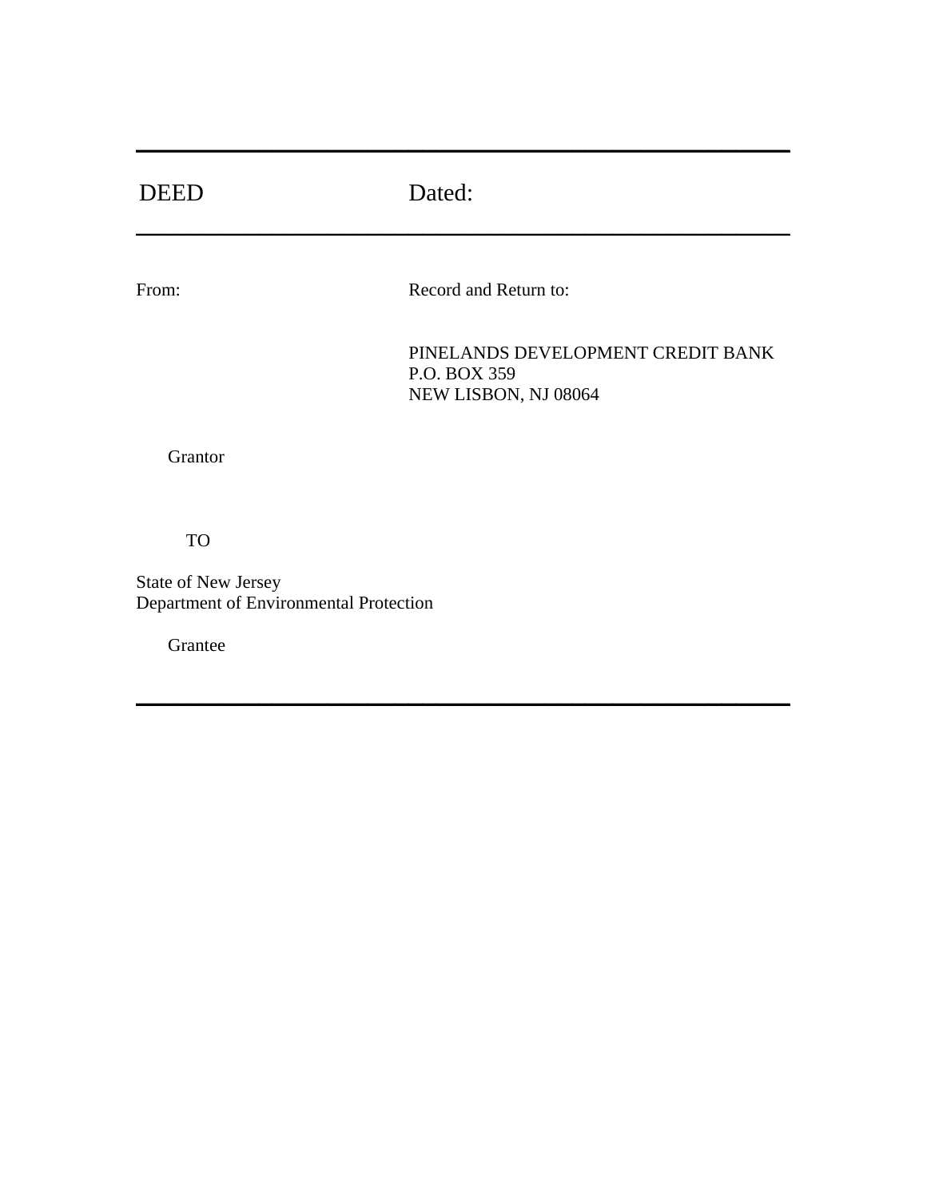---

DEED Dated:

---

From:

Grantor

TO

State of New Jersey
Department of Environmental Protection

Grantee

Record and Return to:

PINELANDS DEVELOPMENT CREDIT BANK
P.O. BOX 359
NEW LISBON, NJ 08064

---